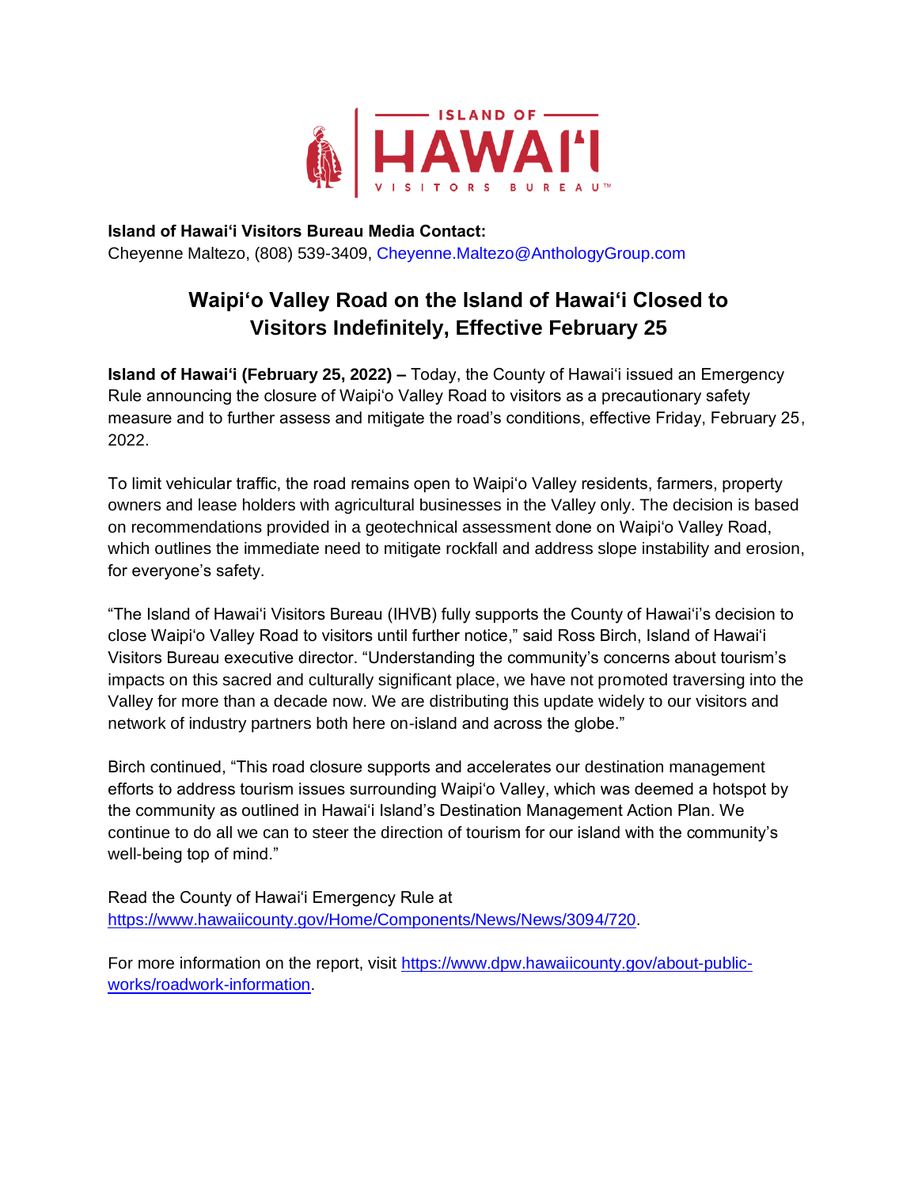ISLAND OF HAWAIʻI VISITORS BUREAU

**Island of Hawaiʻi Visitors Bureau Media Contact:**
Cheyenne Maltezo, (808) 539-3409, Cheyenne.Maltezo@AnthologyGroup.com

# Waipiʻo Valley Road on the Island of Hawaiʻi Closed to Visitors Indefinitely, Effective February 25

**Island of Hawaiʻi (February 25, 2022) –** Today, the County of Hawaiʻi issued an Emergency Rule announcing the closure of Waipiʻo Valley Road to visitors as a precautionary safety measure and to further assess and mitigate the road's conditions, effective Friday, February 25, 2022.

To limit vehicular traffic, the road remains open to Waipiʻo Valley residents, farmers, property owners and lease holders with agricultural businesses in the Valley only. The decision is based on recommendations provided in a geotechnical assessment done on Waipiʻo Valley Road, which outlines the immediate need to mitigate rockfall and address slope instability and erosion, for everyone's safety.

"The Island of Hawaiʻi Visitors Bureau (IHVB) fully supports the County of Hawaiʻi's decision to close Waipiʻo Valley Road to visitors until further notice," said Ross Birch, Island of Hawaiʻi Visitors Bureau executive director. "Understanding the community's concerns about tourism's impacts on this sacred and culturally significant place, we have not promoted traversing into the Valley for more than a decade now. We are distributing this update widely to our visitors and network of industry partners both here on-island and across the globe."

Birch continued, "This road closure supports and accelerates our destination management efforts to address tourism issues surrounding Waipiʻo Valley, which was deemed a hotspot by the community as outlined in Hawaiʻi Island's Destination Management Action Plan. We continue to do all we can to steer the direction of tourism for our island with the community's well-being top of mind."

Read the County of Hawaiʻi Emergency Rule at https://www.hawaiicounty.gov/Home/Components/News/News/3094/720.

For more information on the report, visit https://www.dpw.hawaiicounty.gov/about-public-works/roadwork-information.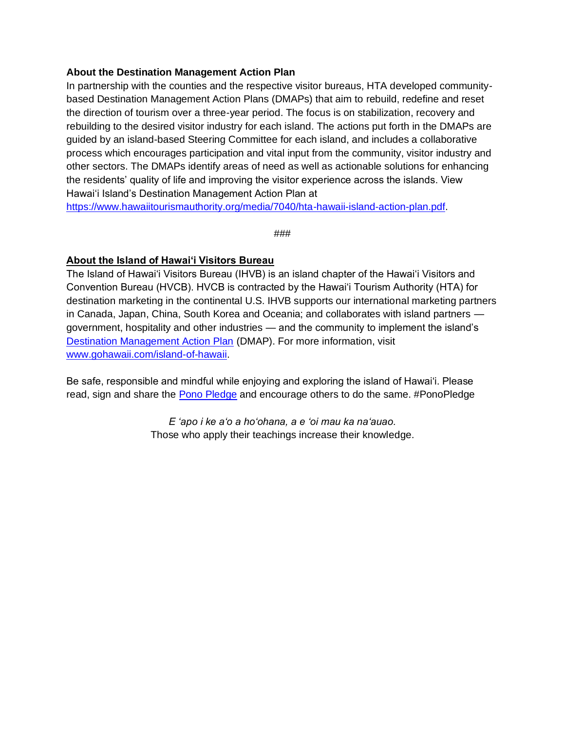**About the Destination Management Action Plan**

In partnership with the counties and the respective visitor bureaus, HTA developed community-based Destination Management Action Plans (DMAPs) that aim to rebuild, redefine and reset the direction of tourism over a three-year period. The focus is on stabilization, recovery and rebuilding to the desired visitor industry for each island. The actions put forth in the DMAPs are guided by an island-based Steering Committee for each island, and includes a collaborative process which encourages participation and vital input from the community, visitor industry and other sectors. The DMAPs identify areas of need as well as actionable solutions for enhancing the residents' quality of life and improving the visitor experience across the islands. View Hawai'i Island's Destination Management Action Plan at https://www.hawaiitourismauthority.org/media/7040/hta-hawaii-island-action-plan.pdf.

###

**About the Island of Hawai'i Visitors Bureau**

The Island of Hawai'i Visitors Bureau (IHVB) is an island chapter of the Hawai'i Visitors and Convention Bureau (HVCB). HVCB is contracted by the Hawai'i Tourism Authority (HTA) for destination marketing in the continental U.S. IHVB supports our international marketing partners in Canada, Japan, China, South Korea and Oceania; and collaborates with island partners — government, hospitality and other industries — and the community to implement the island's Destination Management Action Plan (DMAP). For more information, visit www.gohawaii.com/island-of-hawaii.

Be safe, responsible and mindful while enjoying and exploring the island of Hawai'i. Please read, sign and share the Pono Pledge and encourage others to do the same. #PonoPledge

*E 'apo i ke a'o a ho'ohana, a e 'oi mau ka na'auao.*
Those who apply their teachings increase their knowledge.